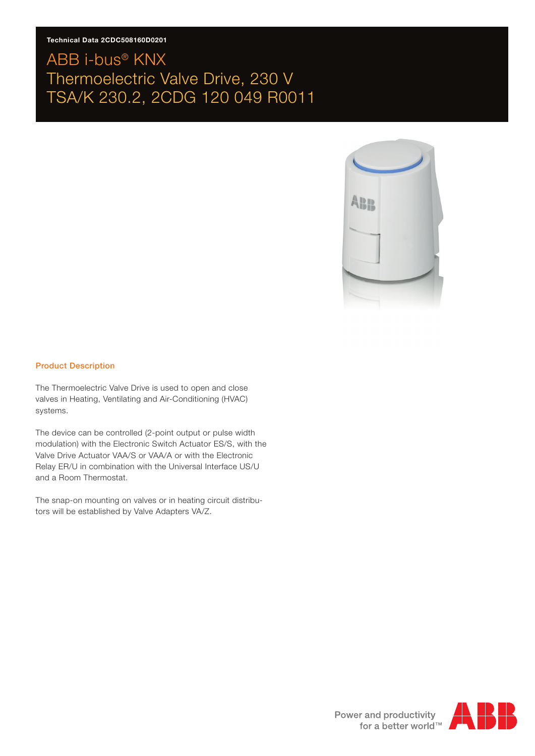Technical Data 2CDC508160D0201

# ABB i-bus® KNX
# Thermoelectric Valve Drive, 230 V
# TSA/K 230.2, 2CDG 120 049 R0011

## Product Description

The Thermoelectric Valve Drive is used to open and close valves in Heating, Ventilating and Air-Conditioning (HVAC) systems.

The device can be controlled (2-point output or pulse width modulation) with the Electronic Switch Actuator ES/S, with the Valve Drive Actuator VAA/S or VAA/A or with the Electronic Relay ER/U in combination with the Universal Interface US/U and a Room Thermostat.

The snap-on mounting on valves or in heating circuit distributors will be established by Valve Adapters VA/Z.

Power and productivity for a better world™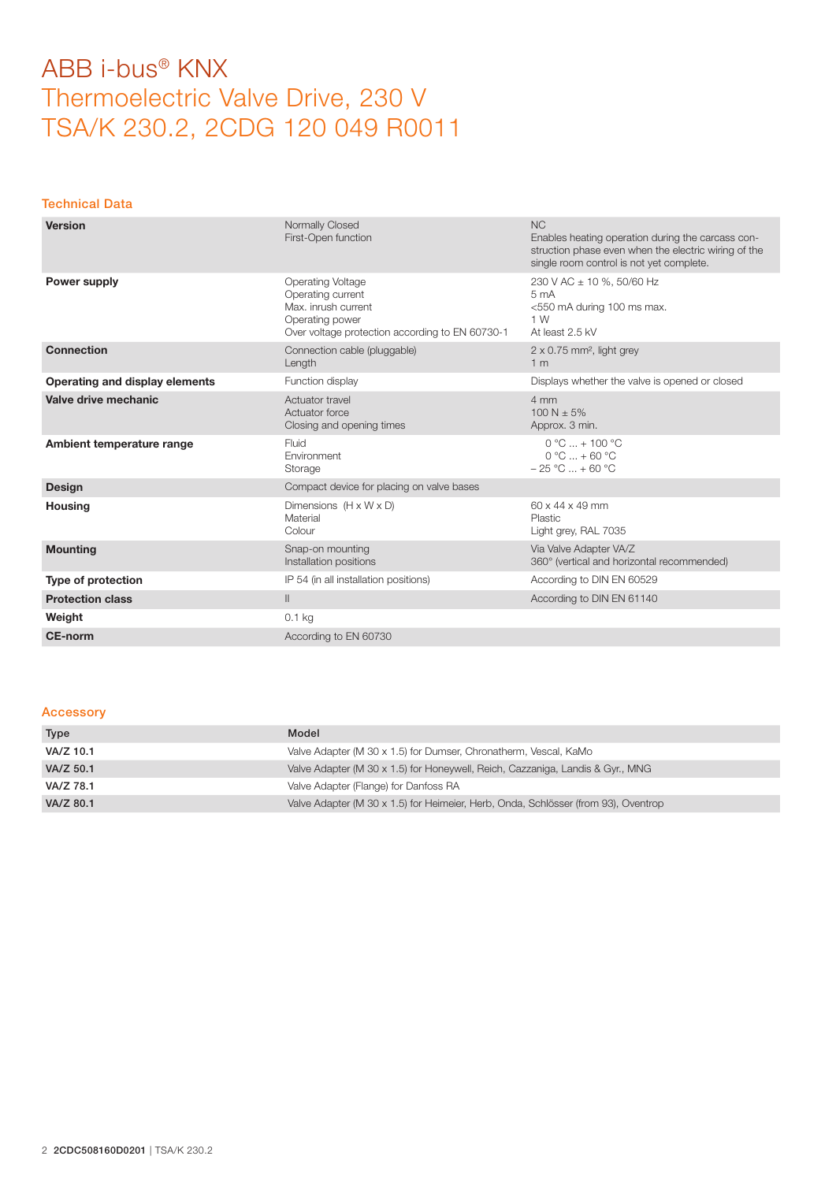# ABB i-bus® KNX
# Thermoelectric Valve Drive, 230 V
# TSA/K 230.2, 2CDG 120 049 R0011

## Technical Data

| | | |
|---|---|---|
| **Version** | Normally Closed<br>First-Open function | NC<br>Enables heating operation during the carcass construction phase even when the electric wiring of the single room control is not yet complete. |
| **Power supply** | Operating Voltage<br>Operating current<br>Max. inrush current<br>Operating power<br>Over voltage protection according to EN 60730-1 | 230 V AC ± 10 %, 50/60 Hz<br>5 mA<br><550 mA during 100 ms max.<br>1 W<br>At least 2.5 kV |
| **Connection** | Connection cable (pluggable)<br>Length | 2 x 0.75 mm², light grey<br>1 m |
| **Operating and display elements** | Function display | Displays whether the valve is opened or closed |
| **Valve drive mechanic** | Actuator travel<br>Actuator force<br>Closing and opening times | 4 mm<br>100 N ± 5%<br>Approx. 3 min. |
| **Ambient temperature range** | Fluid<br>Environment<br>Storage | 0 °C ... + 100 °C<br>0 °C ... + 60 °C<br>– 25 °C ... + 60 °C |
| **Design** | Compact device for placing on valve bases | |
| **Housing** | Dimensions (H x W x D)<br>Material<br>Colour | 60 x 44 x 49 mm<br>Plastic<br>Light grey, RAL 7035 |
| **Mounting** | Snap-on mounting<br>Installation positions | Via Valve Adapter VA/Z<br>360° (vertical and horizontal recommended) |
| **Type of protection** | IP 54 (in all installation positions) | According to DIN EN 60529 |
| **Protection class** | II | According to DIN EN 61140 |
| **Weight** | 0.1 kg | |
| **CE-norm** | According to EN 60730 | |

## Accessory

| Type | Model |
|---|---|
| **VA/Z 10.1** | Valve Adapter (M 30 x 1.5) for Dumser, Chronatherm, Vescal, KaMo |
| **VA/Z 50.1** | Valve Adapter (M 30 x 1.5) for Honeywell, Reich, Cazzaniga, Landis & Gyr., MNG |
| **VA/Z 78.1** | Valve Adapter (Flange) for Danfoss RA |
| **VA/Z 80.1** | Valve Adapter (M 30 x 1.5) for Heimeier, Herb, Onda, Schlösser (from 93), Oventrop |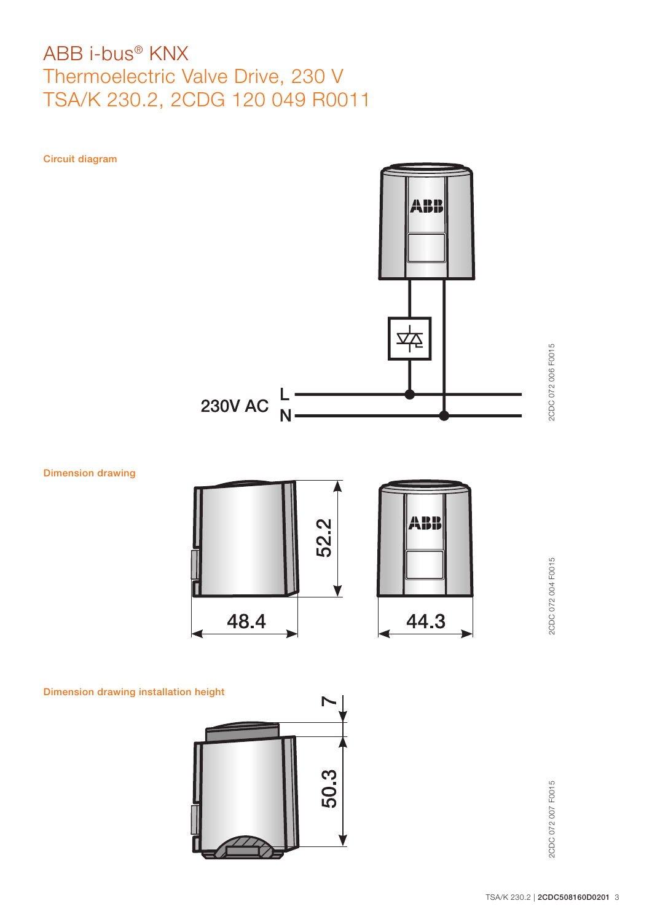# ABB i-bus® KNX
# Thermoelectric Valve Drive, 230 V
# TSA/K 230.2, 2CDG 120 049 R0011

### Circuit diagram

230V AC L N

2CDC 072 006 F0015

### Dimension drawing

52.2

48.4

44.3

2CDC 072 004 F0015

### Dimension drawing installation height

7

50.3

2CDC 072 007 F0015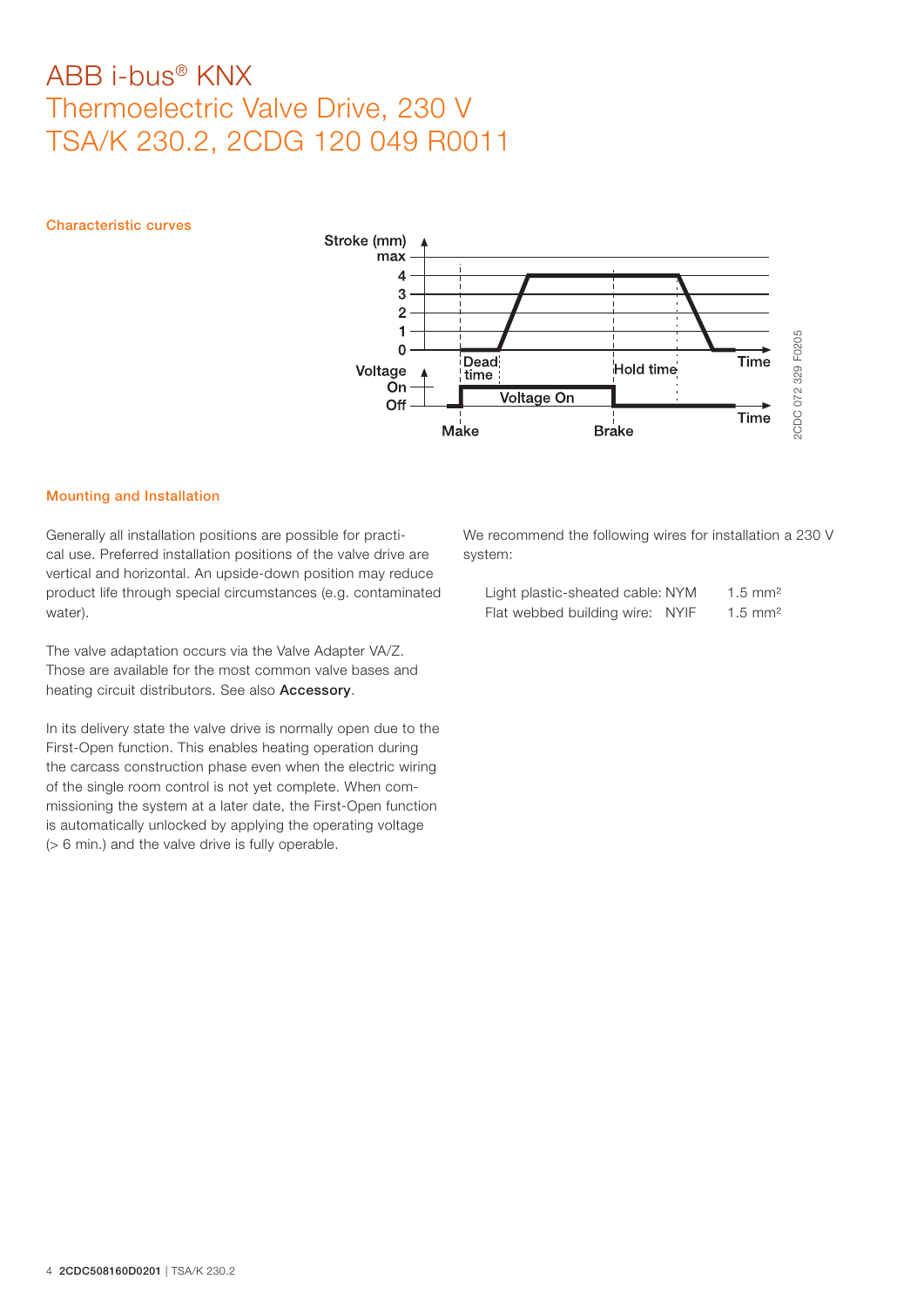# ABB i-bus® KNX
# Thermoelectric Valve Drive, 230 V
# TSA/K 230.2, 2CDG 120 049 R0011

## Characteristic curves

## Mounting and Installation

Generally all installation positions are possible for practical use. Preferred installation positions of the valve drive are vertical and horizontal. An upside-down position may reduce product life through special circumstances (e.g. contaminated water).

The valve adaptation occurs via the Valve Adapter VA/Z. Those are available for the most common valve bases and heating circuit distributors. See also **Accessory**.

In its delivery state the valve drive is normally open due to the First-Open function. This enables heating operation during the carcass construction phase even when the electric wiring of the single room control is not yet complete. When commissioning the system at a later date, the First-Open function is automatically unlocked by applying the operating voltage (> 6 min.) and the valve drive is fully operable.

We recommend the following wires for installation a 230 V system:

| | | |
|---|---|---|
| Light plastic-sheated cable: | NYM | 1.5 mm² |
| Flat webbed building wire: | NYIF | 1.5 mm² |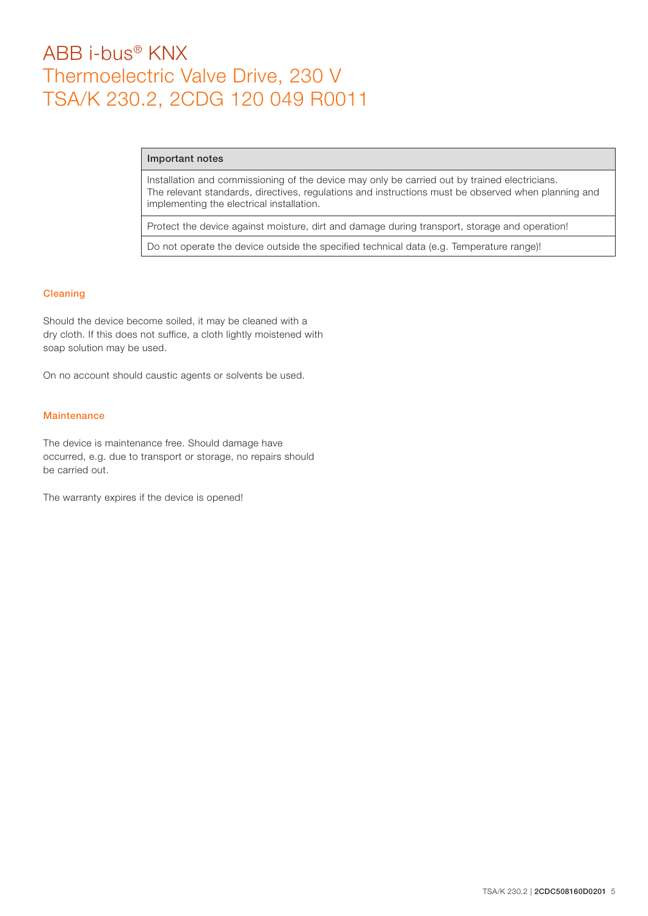# ABB i-bus® KNX
# Thermoelectric Valve Drive, 230 V
# TSA/K 230.2, 2CDG 120 049 R0011

| Important notes |
| --- |
| Installation and commissioning of the device may only be carried out by trained electricians. The relevant standards, directives, regulations and instructions must be observed when planning and implementing the electrical installation. |
| Protect the device against moisture, dirt and damage during transport, storage and operation! |
| Do not operate the device outside the specified technical data (e.g. Temperature range)! |

## Cleaning

Should the device become soiled, it may be cleaned with a dry cloth. If this does not suffice, a cloth lightly moistened with soap solution may be used.

On no account should caustic agents or solvents be used.

## Maintenance

The device is maintenance free. Should damage have occurred, e.g. due to transport or storage, no repairs should be carried out.

The warranty expires if the device is opened!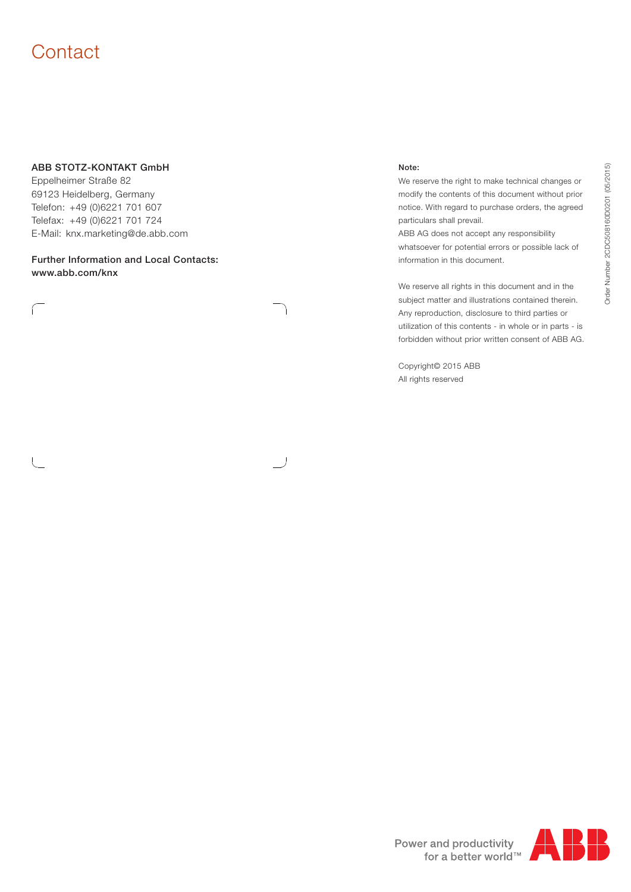# Contact

**ABB STOTZ-KONTAKT GmbH**
Eppelheimer Straße 82
69123 Heidelberg, Germany
Telefon: +49 (0)6221 701 607
Telefax: +49 (0)6221 701 724
E-Mail: knx.marketing@de.abb.com

**Further Information and Local Contacts:**
**www.abb.com/knx**

**Note:**
We reserve the right to make technical changes or modify the contents of this document without prior notice. With regard to purchase orders, the agreed particulars shall prevail.
ABB AG does not accept any responsibility whatsoever for potential errors or possible lack of information in this document.

We reserve all rights in this document and in the subject matter and illustrations contained therein. Any reproduction, disclosure to third parties or utilization of this contents - in whole or in parts - is forbidden without prior written consent of ABB AG.

Copyright© 2015 ABB
All rights reserved

Order Number 2CDC508160D0201 (05/2015)

Power and productivity
for a better world™